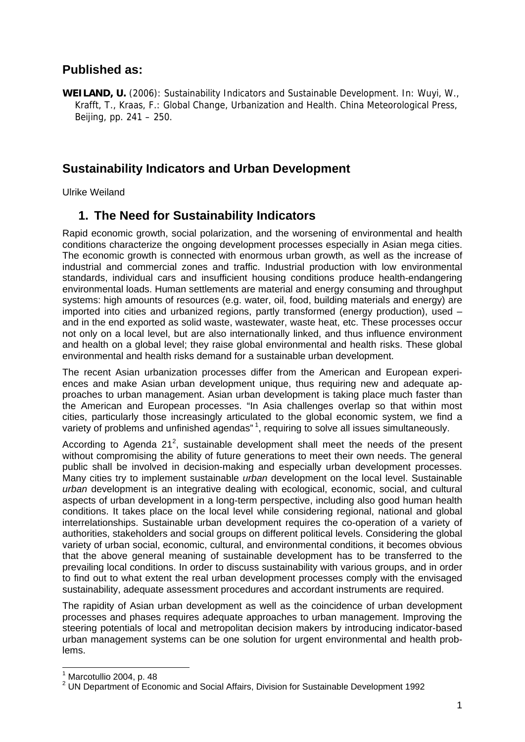## Published as:

**WEILAND, U.** (2006): Sustainability Indicators and Sustainable Development. In: Wuyi, W., Krafft, T., Kraas, F.: Global Change, Urbanization and Health. China Meteorological Press, Beijing, pp. 241 – 250.

## Sustainability Indicators and Urban Development

Ulrike Weiland

## 1. The Need for Sustainability Indicators

Rapid economic growth, social polarization, and the worsening of environmental and health conditions characterize the ongoing development processes especially in Asian mega cities. The economic growth is connected with enormous urban growth, as well as the increase of industrial and commercial zones and traffic. Industrial production with low environmental standards, individual cars and insufficient housing conditions produce health-endangering environmental loads. Human settlements are material and energy consuming and throughput systems: high amounts of resources (e.g. water, oil, food, building materials and energy) are imported into cities and urbanized regions, partly transformed (energy production), used – and in the end exported as solid waste, wastewater, waste heat, etc. These processes occur not only on a local level, but are also internationally linked, and thus influence environment and health on a global level; they raise global environmental and health risks. These global environmental and health risks demand for a sustainable urban development.

The recent Asian urbanization processes differ from the American and European experiences and make Asian urban development unique, thus requiring new and adequate approaches to urban management. Asian urban development is taking place much faster than the American and European processes. "In Asia challenges overlap so that within most cities, particularly those increasingly articulated to the global economic system, we find a variety of problems and unfinished agendas" [1], requiring to solve all issues simultaneously.

According to Agenda 21[2], sustainable development shall meet the needs of the present without compromising the ability of future generations to meet their own needs. The general public shall be involved in decision-making and especially urban development processes. Many cities try to implement sustainable *urban* development on the local level. Sustainable *urban* development is an integrative dealing with ecological, economic, social, and cultural aspects of urban development in a long-term perspective, including also good human health conditions. It takes place on the local level while considering regional, national and global interrelationships. Sustainable urban development requires the co-operation of a variety of authorities, stakeholders and social groups on different political levels. Considering the global variety of urban social, economic, cultural, and environmental conditions, it becomes obvious that the above general meaning of sustainable development has to be transferred to the prevailing local conditions. In order to discuss sustainability with various groups, and in order to find out to what extent the real urban development processes comply with the envisaged sustainability, adequate assessment procedures and accordant instruments are required.

The rapidity of Asian urban development as well as the coincidence of urban development processes and phases requires adequate approaches to urban management. Improving the steering potentials of local and metropolitan decision makers by introducing indicator-based urban management systems can be one solution for urgent environmental and health problems.

---

[1] Marcotullio 2004, p. 48

[2] UN Department of Economic and Social Affairs, Division for Sustainable Development 1992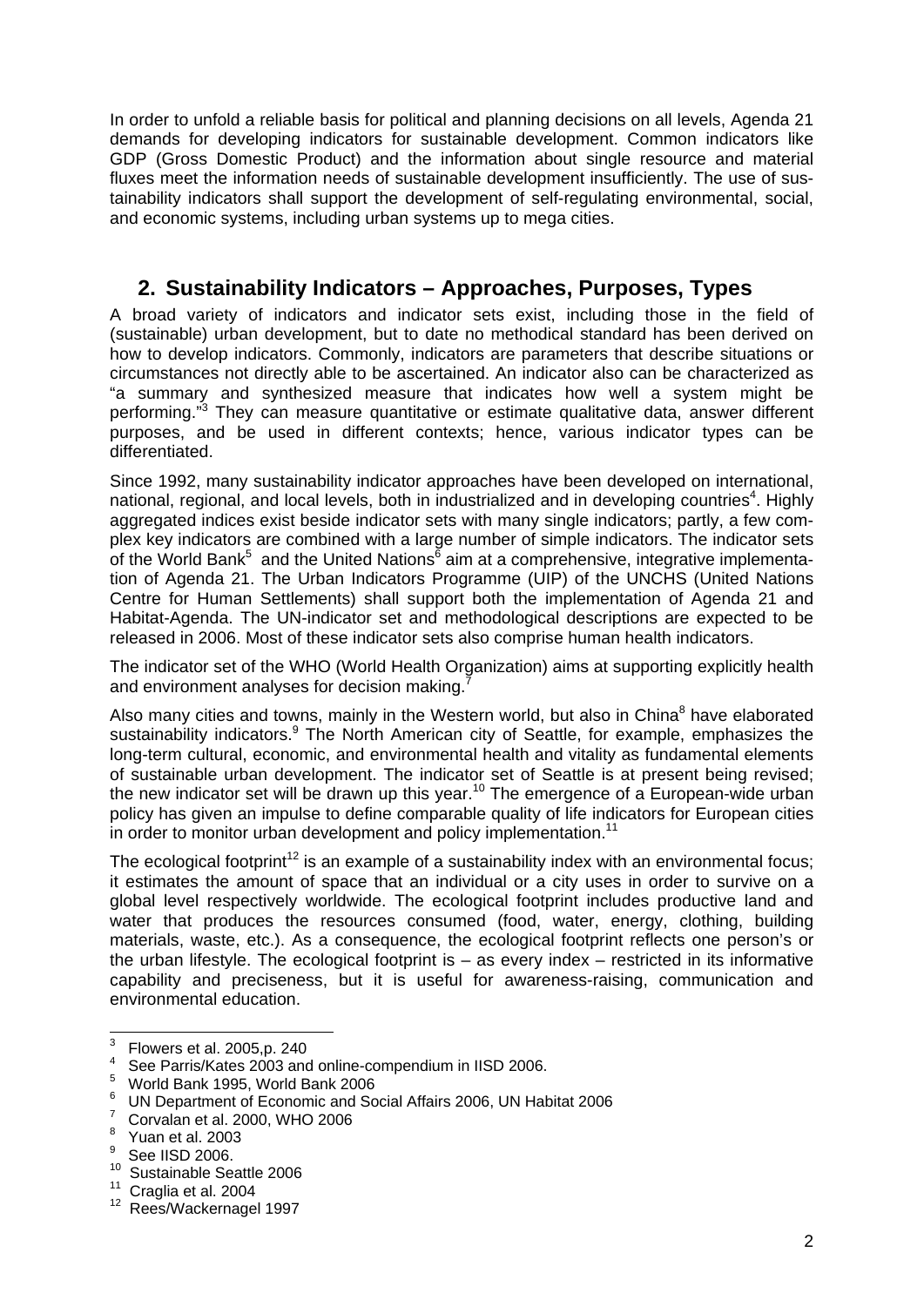In order to unfold a reliable basis for political and planning decisions on all levels, Agenda 21 demands for developing indicators for sustainable development. Common indicators like GDP (Gross Domestic Product) and the information about single resource and material fluxes meet the information needs of sustainable development insufficiently. The use of sustainability indicators shall support the development of self-regulating environmental, social, and economic systems, including urban systems up to mega cities.

## 2. Sustainability Indicators – Approaches, Purposes, Types

A broad variety of indicators and indicator sets exist, including those in the field of (sustainable) urban development, but to date no methodical standard has been derived on how to develop indicators. Commonly, indicators are parameters that describe situations or circumstances not directly able to be ascertained. An indicator also can be characterized as "a summary and synthesized measure that indicates how well a system might be performing."[3] They can measure quantitative or estimate qualitative data, answer different purposes, and be used in different contexts; hence, various indicator types can be differentiated.

Since 1992, many sustainability indicator approaches have been developed on international, national, regional, and local levels, both in industrialized and in developing countries[4]. Highly aggregated indices exist beside indicator sets with many single indicators; partly, a few complex key indicators are combined with a large number of simple indicators. The indicator sets of the World Bank[5] and the United Nations[6] aim at a comprehensive, integrative implementation of Agenda 21. The Urban Indicators Programme (UIP) of the UNCHS (United Nations Centre for Human Settlements) shall support both the implementation of Agenda 21 and Habitat-Agenda. The UN-indicator set and methodological descriptions are expected to be released in 2006. Most of these indicator sets also comprise human health indicators.

The indicator set of the WHO (World Health Organization) aims at supporting explicitly health and environment analyses for decision making.[7]

Also many cities and towns, mainly in the Western world, but also in China[8] have elaborated sustainability indicators.[9] The North American city of Seattle, for example, emphasizes the long-term cultural, economic, and environmental health and vitality as fundamental elements of sustainable urban development. The indicator set of Seattle is at present being revised; the new indicator set will be drawn up this year.[10] The emergence of a European-wide urban policy has given an impulse to define comparable quality of life indicators for European cities in order to monitor urban development and policy implementation.[11]

The ecological footprint[12] is an example of a sustainability index with an environmental focus; it estimates the amount of space that an individual or a city uses in order to survive on a global level respectively worldwide. The ecological footprint includes productive land and water that produces the resources consumed (food, water, energy, clothing, building materials, waste, etc.). As a consequence, the ecological footprint reflects one person's or the urban lifestyle. The ecological footprint is – as every index – restricted in its informative capability and preciseness, but it is useful for awareness-raising, communication and environmental education.

---

[3] Flowers et al. 2005,p. 240
[4] See Parris/Kates 2003 and online-compendium in IISD 2006.
[5] World Bank 1995, World Bank 2006
[6] UN Department of Economic and Social Affairs 2006, UN Habitat 2006
[7] Corvalan et al. 2000, WHO 2006
[8] Yuan et al. 2003
[9] See IISD 2006.
[10] Sustainable Seattle 2006
[11] Craglia et al. 2004
[12] Rees/Wackernagel 1997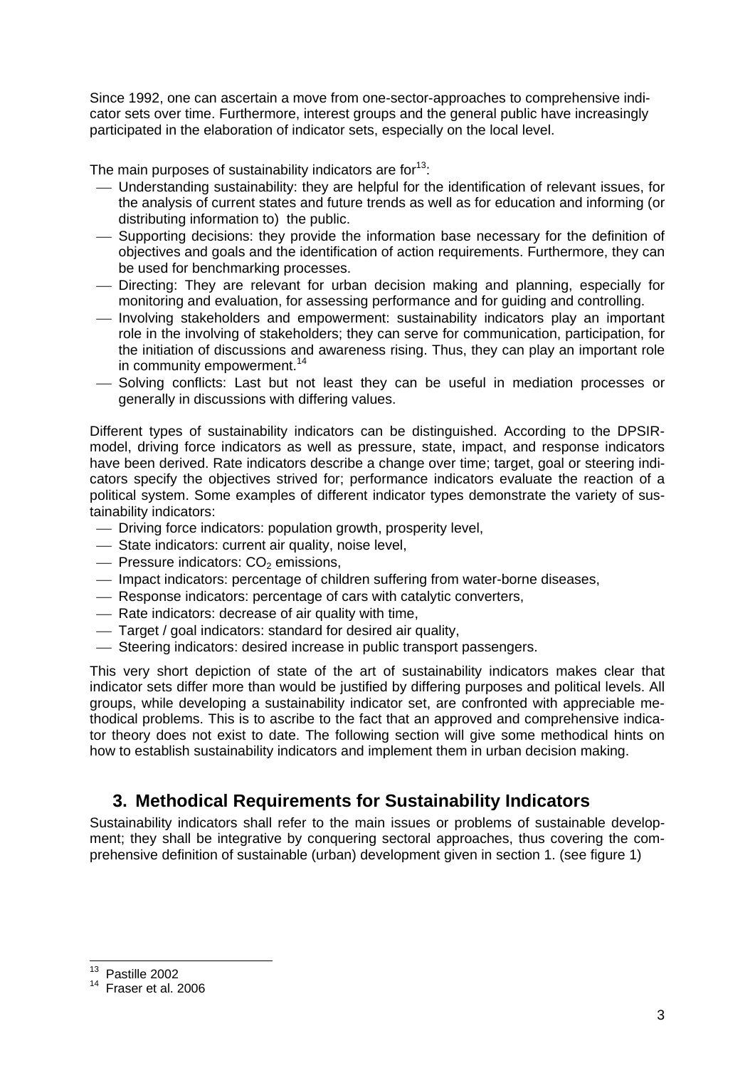Since 1992, one can ascertain a move from one-sector-approaches to comprehensive indicator sets over time. Furthermore, interest groups and the general public have increasingly participated in the elaboration of indicator sets, especially on the local level.

The main purposes of sustainability indicators are for[13]:

- Understanding sustainability: they are helpful for the identification of relevant issues, for the analysis of current states and future trends as well as for education and informing (or distributing information to) the public.
- Supporting decisions: they provide the information base necessary for the definition of objectives and goals and the identification of action requirements. Furthermore, they can be used for benchmarking processes.
- Directing: They are relevant for urban decision making and planning, especially for monitoring and evaluation, for assessing performance and for guiding and controlling.
- Involving stakeholders and empowerment: sustainability indicators play an important role in the involving of stakeholders; they can serve for communication, participation, for the initiation of discussions and awareness rising. Thus, they can play an important role in community empowerment.[14]
- Solving conflicts: Last but not least they can be useful in mediation processes or generally in discussions with differing values.

Different types of sustainability indicators can be distinguished. According to the DPSIR-model, driving force indicators as well as pressure, state, impact, and response indicators have been derived. Rate indicators describe a change over time; target, goal or steering indicators specify the objectives strived for; performance indicators evaluate the reaction of a political system. Some examples of different indicator types demonstrate the variety of sustainability indicators:

- Driving force indicators: population growth, prosperity level,
- State indicators: current air quality, noise level,
- Pressure indicators: $CO_2$ emissions,
- Impact indicators: percentage of children suffering from water-borne diseases,
- Response indicators: percentage of cars with catalytic converters,
- Rate indicators: decrease of air quality with time,
- Target / goal indicators: standard for desired air quality,
- Steering indicators: desired increase in public transport passengers.

This very short depiction of state of the art of sustainability indicators makes clear that indicator sets differ more than would be justified by differing purposes and political levels. All groups, while developing a sustainability indicator set, are confronted with appreciable methodical problems. This is to ascribe to the fact that an approved and comprehensive indicator theory does not exist to date. The following section will give some methodical hints on how to establish sustainability indicators and implement them in urban decision making.

## 3. Methodical Requirements for Sustainability Indicators

Sustainability indicators shall refer to the main issues or problems of sustainable development; they shall be integrative by conquering sectoral approaches, thus covering the comprehensive definition of sustainable (urban) development given in section 1. (see figure 1)

---

[13] Pastille 2002

[14] Fraser et al. 2006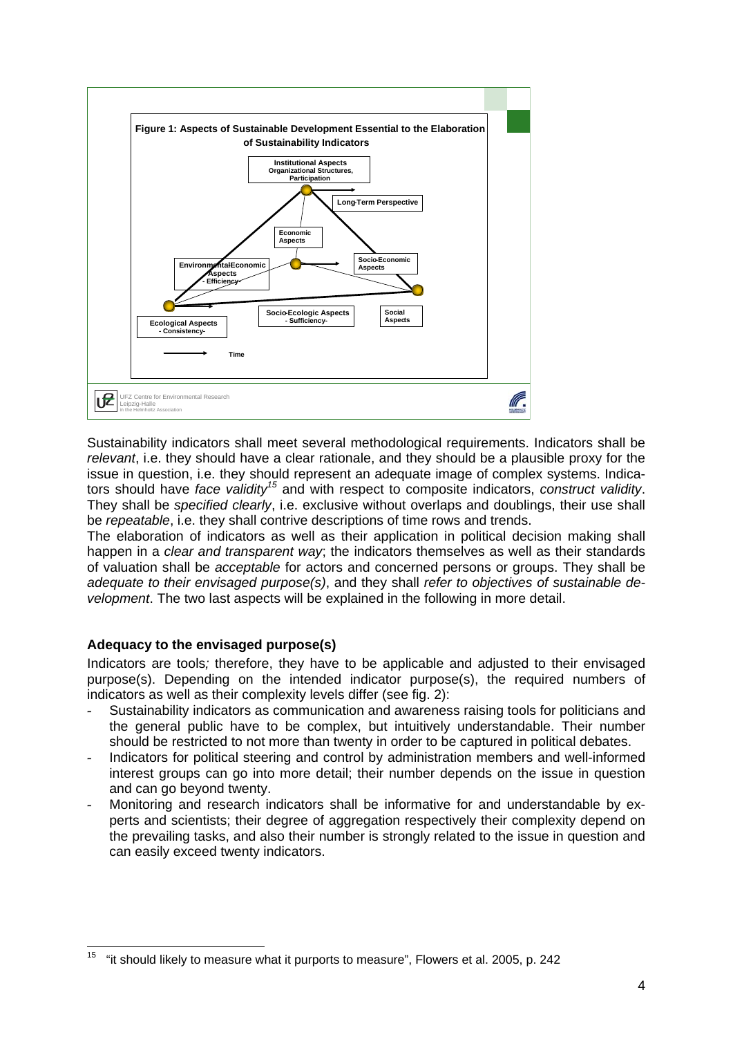**Figure 1: Aspects of Sustainable Development Essential to the Elaboration of Sustainability Indicators**

Institutional Aspects
Organizational Structures,
Participation

Long-Term Perspective

Economic
Aspects

EnvironmentalEconomic
Aspects
- Efficiency-

Socio-Economic
Aspects

Ecological Aspects
- Consistency-

Socio-Ecologic Aspects
- Sufficiency-

Social
Aspects

Time

UFZ Centre for Environmental Research
Leipzig-Halle
in the Helmholtz Association

Sustainability indicators shall meet several methodological requirements. Indicators shall be *relevant*, i.e. they should have a clear rationale, and they should be a plausible proxy for the issue in question, i.e. they should represent an adequate image of complex systems. Indicators should have *face validity*[15] and with respect to composite indicators, *construct validity*. They shall be *specified clearly*, i.e. exclusive without overlaps and doublings, their use shall be *repeatable*, i.e. they shall contrive descriptions of time rows and trends.

The elaboration of indicators as well as their application in political decision making shall happen in a *clear and transparent way*; the indicators themselves as well as their standards of valuation shall be *acceptable* for actors and concerned persons or groups. They shall be *adequate to their envisaged purpose(s)*, and they shall *refer to objectives of sustainable development*. The two last aspects will be explained in the following in more detail.

### Adequacy to the envisaged purpose(s)

Indicators are tools; therefore, they have to be applicable and adjusted to their envisaged purpose(s). Depending on the intended indicator purpose(s), the required numbers of indicators as well as their complexity levels differ (see fig. 2):

- Sustainability indicators as communication and awareness raising tools for politicians and the general public have to be complex, but intuitively understandable. Their number should be restricted to not more than twenty in order to be captured in political debates.
- Indicators for political steering and control by administration members and well-informed interest groups can go into more detail; their number depends on the issue in question and can go beyond twenty.
- Monitoring and research indicators shall be informative for and understandable by experts and scientists; their degree of aggregation respectively their complexity depend on the prevailing tasks, and also their number is strongly related to the issue in question and can easily exceed twenty indicators.

---

[15] "it should likely to measure what it purports to measure", Flowers et al. 2005, p. 242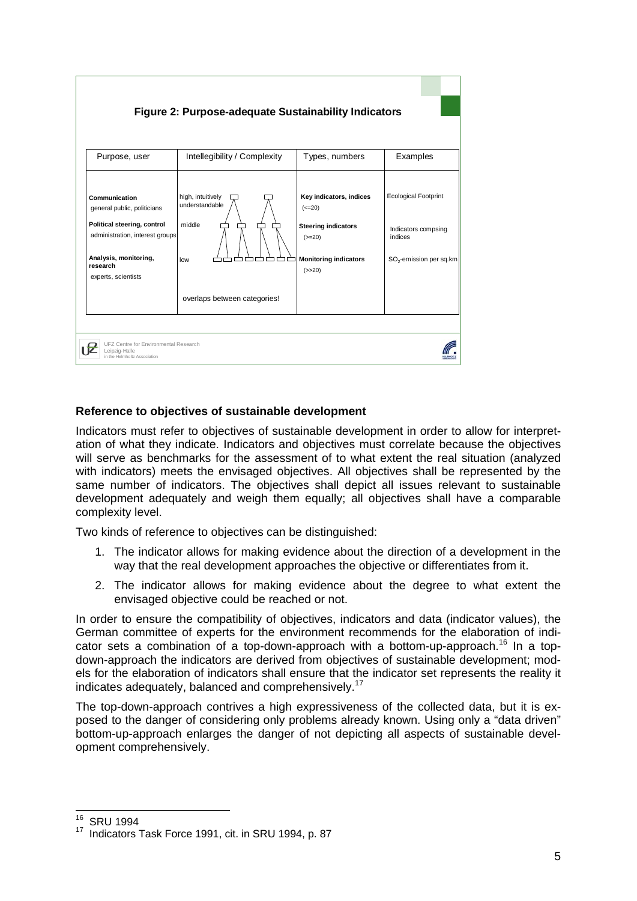**Figure 2: Purpose-adequate Sustainability Indicators**

| Purpose, user | Intellegibility / Complexity | Types, numbers | Examples |
|---|---|---|---|
| **Communication** general public, politicians | high, intuitively understandable | **Key indicators, indices** (<=20) | Ecological Footprint |
| **Political steering, control** administration, interest groups | middle | **Steering indicators** (>=20) | Indicators compsing indices |
| **Analysis, monitoring, research** experts, scientists | low | **Monitoring indicators** (>>20) | $SO_2$-emission per sq.km |
| | overlaps between categories! | | |

UFZ Centre for Environmental Research Leipzig-Halle in the Helmholtz Association

### Reference to objectives of sustainable development

Indicators must refer to objectives of sustainable development in order to allow for interpretation of what they indicate. Indicators and objectives must correlate because the objectives will serve as benchmarks for the assessment of to what extent the real situation (analyzed with indicators) meets the envisaged objectives. All objectives shall be represented by the same number of indicators. The objectives shall depict all issues relevant to sustainable development adequately and weigh them equally; all objectives shall have a comparable complexity level.

Two kinds of reference to objectives can be distinguished:

1. The indicator allows for making evidence about the direction of a development in the way that the real development approaches the objective or differentiates from it.
2. The indicator allows for making evidence about the degree to what extent the envisaged objective could be reached or not.

In order to ensure the compatibility of objectives, indicators and data (indicator values), the German committee of experts for the environment recommends for the elaboration of indicator sets a combination of a top-down-approach with a bottom-up-approach.[16] In a top-down-approach the indicators are derived from objectives of sustainable development; models for the elaboration of indicators shall ensure that the indicator set represents the reality it indicates adequately, balanced and comprehensively.[17]

The top-down-approach contrives a high expressiveness of the collected data, but it is exposed to the danger of considering only problems already known. Using only a "data driven" bottom-up-approach enlarges the danger of not depicting all aspects of sustainable development comprehensively.

[16] SRU 1994

[17] Indicators Task Force 1991, cit. in SRU 1994, p. 87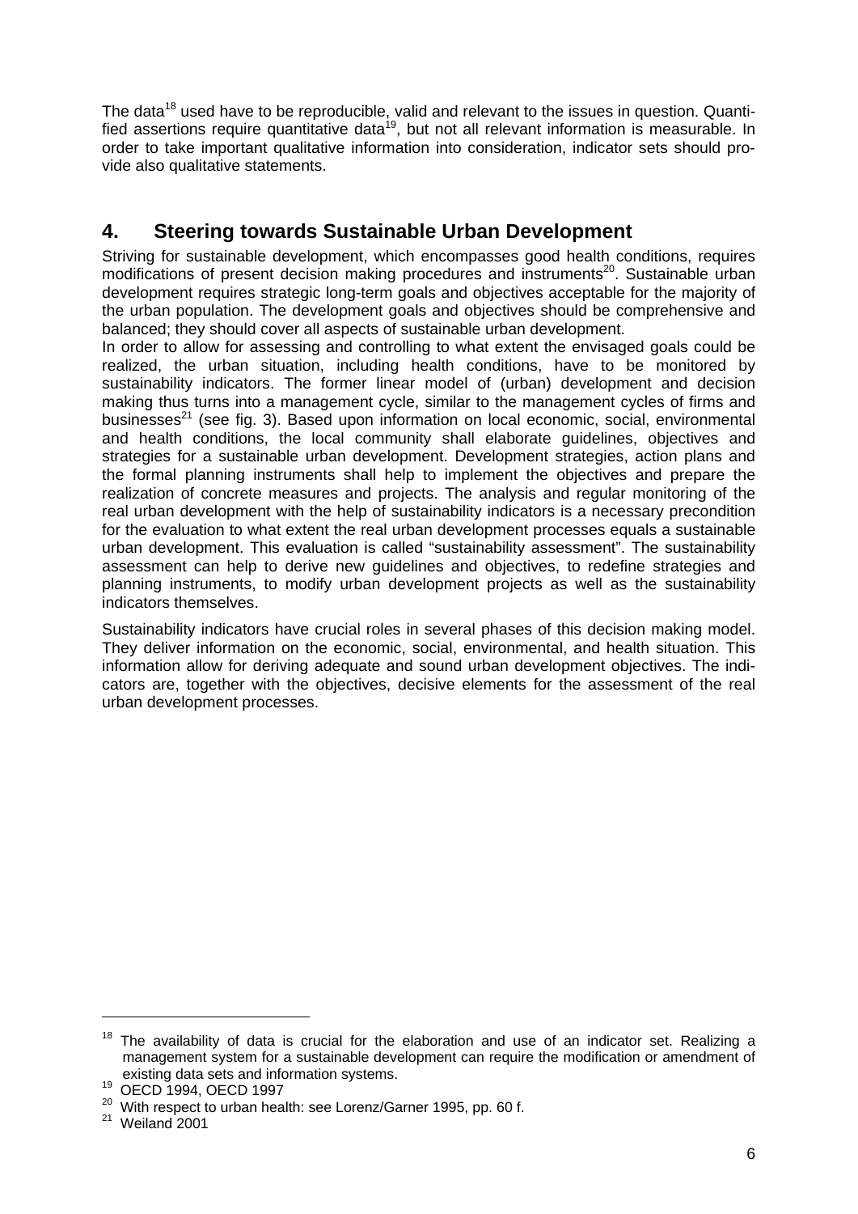The data[18] used have to be reproducible, valid and relevant to the issues in question. Quantified assertions require quantitative data[19], but not all relevant information is measurable. In order to take important qualitative information into consideration, indicator sets should provide also qualitative statements.

## 4. Steering towards Sustainable Urban Development

Striving for sustainable development, which encompasses good health conditions, requires modifications of present decision making procedures and instruments[20]. Sustainable urban development requires strategic long-term goals and objectives acceptable for the majority of the urban population. The development goals and objectives should be comprehensive and balanced; they should cover all aspects of sustainable urban development.

In order to allow for assessing and controlling to what extent the envisaged goals could be realized, the urban situation, including health conditions, have to be monitored by sustainability indicators. The former linear model of (urban) development and decision making thus turns into a management cycle, similar to the management cycles of firms and businesses[21] (see fig. 3). Based upon information on local economic, social, environmental and health conditions, the local community shall elaborate guidelines, objectives and strategies for a sustainable urban development. Development strategies, action plans and the formal planning instruments shall help to implement the objectives and prepare the realization of concrete measures and projects. The analysis and regular monitoring of the real urban development with the help of sustainability indicators is a necessary precondition for the evaluation to what extent the real urban development processes equals a sustainable urban development. This evaluation is called "sustainability assessment". The sustainability assessment can help to derive new guidelines and objectives, to redefine strategies and planning instruments, to modify urban development projects as well as the sustainability indicators themselves.

Sustainability indicators have crucial roles in several phases of this decision making model. They deliver information on the economic, social, environmental, and health situation. This information allow for deriving adequate and sound urban development objectives. The indicators are, together with the objectives, decisive elements for the assessment of the real urban development processes.

---

[18] The availability of data is crucial for the elaboration and use of an indicator set. Realizing a management system for a sustainable development can require the modification or amendment of existing data sets and information systems.

[19] OECD 1994, OECD 1997

[20] With respect to urban health: see Lorenz/Garner 1995, pp. 60 f.

[21] Weiland 2001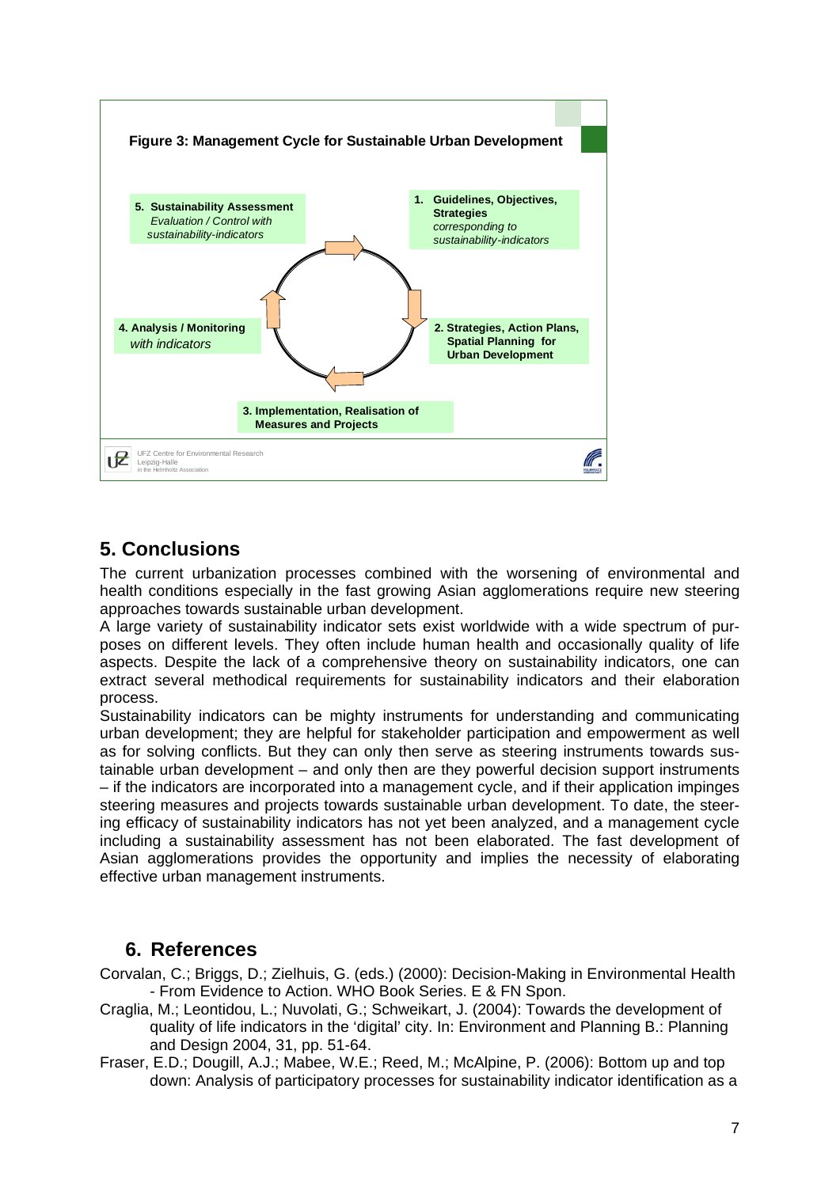**Figure 3: Management Cycle for Sustainable Urban Development**

1. **Guidelines, Objectives, Strategies** *corresponding to sustainability-indicators*

2. **Strategies, Action Plans, Spatial Planning for Urban Development**

3. **Implementation, Realisation of Measures and Projects**

4. **Analysis / Monitoring** *with indicators*

5. **Sustainability Assessment** *Evaluation / Control with sustainability-indicators*

UFZ Centre for Environmental Research
Leipzig-Halle
in the Helmholtz Association

## 5. Conclusions

The current urbanization processes combined with the worsening of environmental and health conditions especially in the fast growing Asian agglomerations require new steering approaches towards sustainable urban development.

A large variety of sustainability indicator sets exist worldwide with a wide spectrum of purposes on different levels. They often include human health and occasionally quality of life aspects. Despite the lack of a comprehensive theory on sustainability indicators, one can extract several methodical requirements for sustainability indicators and their elaboration process.

Sustainability indicators can be mighty instruments for understanding and communicating urban development; they are helpful for stakeholder participation and empowerment as well as for solving conflicts. But they can only then serve as steering instruments towards sustainable urban development – and only then are they powerful decision support instruments – if the indicators are incorporated into a management cycle, and if their application impinges steering measures and projects towards sustainable urban development. To date, the steering efficacy of sustainability indicators has not yet been analyzed, and a management cycle including a sustainability assessment has not been elaborated. The fast development of Asian agglomerations provides the opportunity and implies the necessity of elaborating effective urban management instruments.

## 6. References

Corvalan, C.; Briggs, D.; Zielhuis, G. (eds.) (2000): Decision-Making in Environmental Health - From Evidence to Action. WHO Book Series. E & FN Spon.

Craglia, M.; Leontidou, L.; Nuvolati, G.; Schweikart, J. (2004): Towards the development of quality of life indicators in the 'digital' city. In: Environment and Planning B.: Planning and Design 2004, 31, pp. 51-64.

Fraser, E.D.; Dougill, A.J.; Mabee, W.E.; Reed, M.; McAlpine, P. (2006): Bottom up and top down: Analysis of participatory processes for sustainability indicator identification as a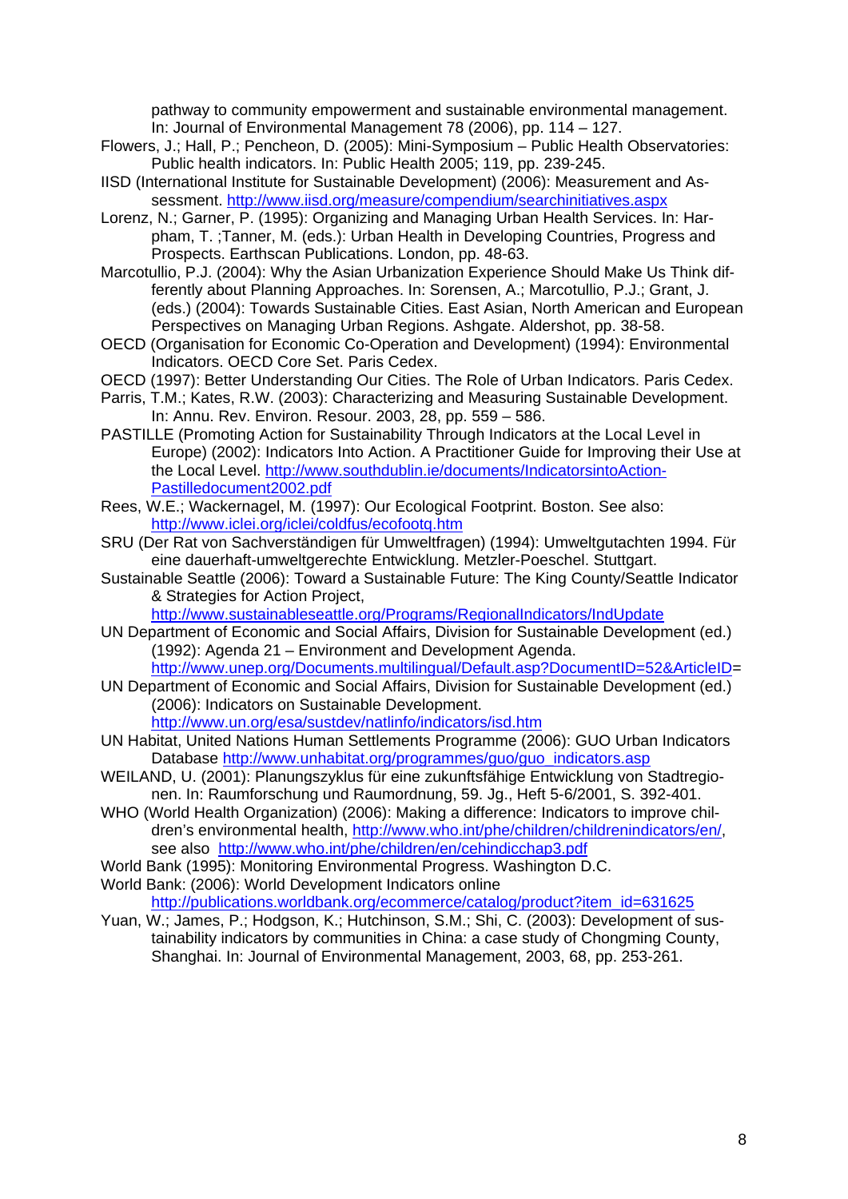pathway to community empowerment and sustainable environmental management. In: Journal of Environmental Management 78 (2006), pp. 114 – 127.

Flowers, J.; Hall, P.; Pencheon, D. (2005): Mini-Symposium – Public Health Observatories: Public health indicators. In: Public Health 2005; 119, pp. 239-245.

IISD (International Institute for Sustainable Development) (2006): Measurement and Assessment. http://www.iisd.org/measure/compendium/searchinitiatives.aspx

Lorenz, N.; Garner, P. (1995): Organizing and Managing Urban Health Services. In: Harpham, T. ;Tanner, M. (eds.): Urban Health in Developing Countries, Progress and Prospects. Earthscan Publications. London, pp. 48-63.

Marcotullio, P.J. (2004): Why the Asian Urbanization Experience Should Make Us Think differently about Planning Approaches. In: Sorensen, A.; Marcotullio, P.J.; Grant, J. (eds.) (2004): Towards Sustainable Cities. East Asian, North American and European Perspectives on Managing Urban Regions. Ashgate. Aldershot, pp. 38-58.

OECD (Organisation for Economic Co-Operation and Development) (1994): Environmental Indicators. OECD Core Set. Paris Cedex.

OECD (1997): Better Understanding Our Cities. The Role of Urban Indicators. Paris Cedex.

Parris, T.M.; Kates, R.W. (2003): Characterizing and Measuring Sustainable Development. In: Annu. Rev. Environ. Resour. 2003, 28, pp. 559 – 586.

PASTILLE (Promoting Action for Sustainability Through Indicators at the Local Level in Europe) (2002): Indicators Into Action. A Practitioner Guide for Improving their Use at the Local Level. http://www.southdublin.ie/documents/IndicatorsintoAction-Pastilledocument2002.pdf

Rees, W.E.; Wackernagel, M. (1997): Our Ecological Footprint. Boston. See also: http://www.iclei.org/iclei/coldfus/ecofootq.htm

SRU (Der Rat von Sachverständigen für Umweltfragen) (1994): Umweltgutachten 1994. Für eine dauerhaft-umweltgerechte Entwicklung. Metzler-Poeschel. Stuttgart.

Sustainable Seattle (2006): Toward a Sustainable Future: The King County/Seattle Indicator & Strategies for Action Project, http://www.sustainableseattle.org/Programs/RegionalIndicators/IndUpdate

UN Department of Economic and Social Affairs, Division for Sustainable Development (ed.) (1992): Agenda 21 – Environment and Development Agenda. http://www.unep.org/Documents.multilingual/Default.asp?DocumentID=52&ArticleID=

UN Department of Economic and Social Affairs, Division for Sustainable Development (ed.) (2006): Indicators on Sustainable Development. http://www.un.org/esa/sustdev/natlinfo/indicators/isd.htm

UN Habitat, United Nations Human Settlements Programme (2006): GUO Urban Indicators Database http://www.unhabitat.org/programmes/guo/guo_indicators.asp

WEILAND, U. (2001): Planungszyklus für eine zukunftsfähige Entwicklung von Stadtregionen. In: Raumforschung und Raumordnung, 59. Jg., Heft 5-6/2001, S. 392-401.

WHO (World Health Organization) (2006): Making a difference: Indicators to improve children's environmental health, http://www.who.int/phe/children/childrenindicators/en/, see also http://www.who.int/phe/children/en/cehindicchap3.pdf

World Bank (1995): Monitoring Environmental Progress. Washington D.C.

World Bank: (2006): World Development Indicators online http://publications.worldbank.org/ecommerce/catalog/product?item_id=631625

Yuan, W.; James, P.; Hodgson, K.; Hutchinson, S.M.; Shi, C. (2003): Development of sustainability indicators by communities in China: a case study of Chongming County, Shanghai. In: Journal of Environmental Management, 2003, 68, pp. 253-261.